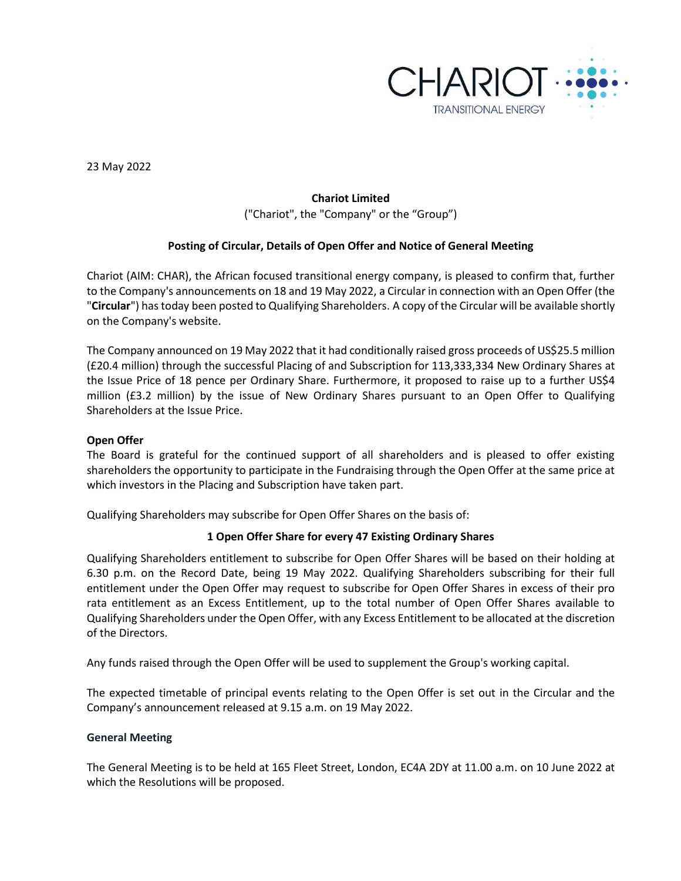23 May 2022

**Chariot Limited**

("Chariot", the "Company" or the "Group")

**Posting of Circular, Details of Open Offer and Notice of General Meeting**

Chariot (AIM: CHAR), the African focused transitional energy company, is pleased to confirm that, further to the Company's announcements on 18 and 19 May 2022, a Circular in connection with an Open Offer (the "**Circular**") has today been posted to Qualifying Shareholders. A copy of the Circular will be available shortly on the Company's website.

The Company announced on 19 May 2022 that it had conditionally raised gross proceeds of US$25.5 million (£20.4 million) through the successful Placing of and Subscription for 113,333,334 New Ordinary Shares at the Issue Price of 18 pence per Ordinary Share. Furthermore, it proposed to raise up to a further US$4 million (£3.2 million) by the issue of New Ordinary Shares pursuant to an Open Offer to Qualifying Shareholders at the Issue Price.

**Open Offer**

The Board is grateful for the continued support of all shareholders and is pleased to offer existing shareholders the opportunity to participate in the Fundraising through the Open Offer at the same price at which investors in the Placing and Subscription have taken part.

Qualifying Shareholders may subscribe for Open Offer Shares on the basis of:

**1 Open Offer Share for every 47 Existing Ordinary Shares**

Qualifying Shareholders entitlement to subscribe for Open Offer Shares will be based on their holding at 6.30 p.m. on the Record Date, being 19 May 2022. Qualifying Shareholders subscribing for their full entitlement under the Open Offer may request to subscribe for Open Offer Shares in excess of their pro rata entitlement as an Excess Entitlement, up to the total number of Open Offer Shares available to Qualifying Shareholders under the Open Offer, with any Excess Entitlement to be allocated at the discretion of the Directors.

Any funds raised through the Open Offer will be used to supplement the Group's working capital.

The expected timetable of principal events relating to the Open Offer is set out in the Circular and the Company's announcement released at 9.15 a.m. on 19 May 2022.

**General Meeting**

The General Meeting is to be held at 165 Fleet Street, London, EC4A 2DY at 11.00 a.m. on 10 June 2022 at which the Resolutions will be proposed.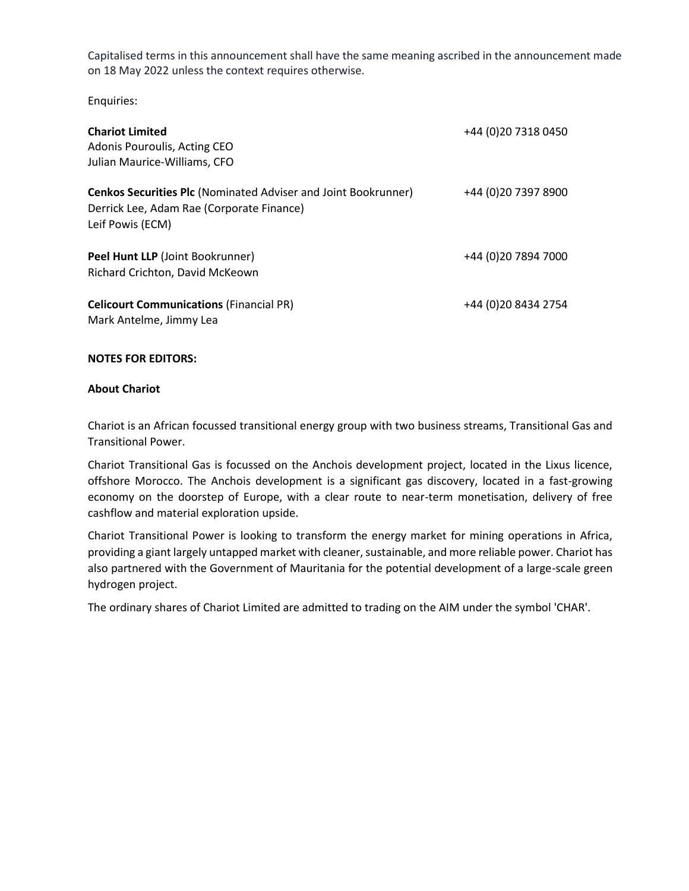Capitalised terms in this announcement shall have the same meaning ascribed in the announcement made on 18 May 2022 unless the context requires otherwise.

Enquiries:

| | |
|---|---|
| **Chariot Limited**<br>Adonis Pouroulis, Acting CEO<br>Julian Maurice-Williams, CFO | +44 (0)20 7318 0450 |
| **Cenkos Securities Plc** (Nominated Adviser and Joint Bookrunner)<br>Derrick Lee, Adam Rae (Corporate Finance)<br>Leif Powis (ECM) | +44 (0)20 7397 8900 |
| **Peel Hunt LLP** (Joint Bookrunner)<br>Richard Crichton, David McKeown | +44 (0)20 7894 7000 |
| **Celicourt Communications** (Financial PR)<br>Mark Antelme, Jimmy Lea | +44 (0)20 8434 2754 |

**NOTES FOR EDITORS:**

**About Chariot**

Chariot is an African focussed transitional energy group with two business streams, Transitional Gas and Transitional Power.

Chariot Transitional Gas is focussed on the Anchois development project, located in the Lixus licence, offshore Morocco. The Anchois development is a significant gas discovery, located in a fast-growing economy on the doorstep of Europe, with a clear route to near-term monetisation, delivery of free cashflow and material exploration upside.

Chariot Transitional Power is looking to transform the energy market for mining operations in Africa, providing a giant largely untapped market with cleaner, sustainable, and more reliable power. Chariot has also partnered with the Government of Mauritania for the potential development of a large-scale green hydrogen project.

The ordinary shares of Chariot Limited are admitted to trading on the AIM under the symbol 'CHAR'.